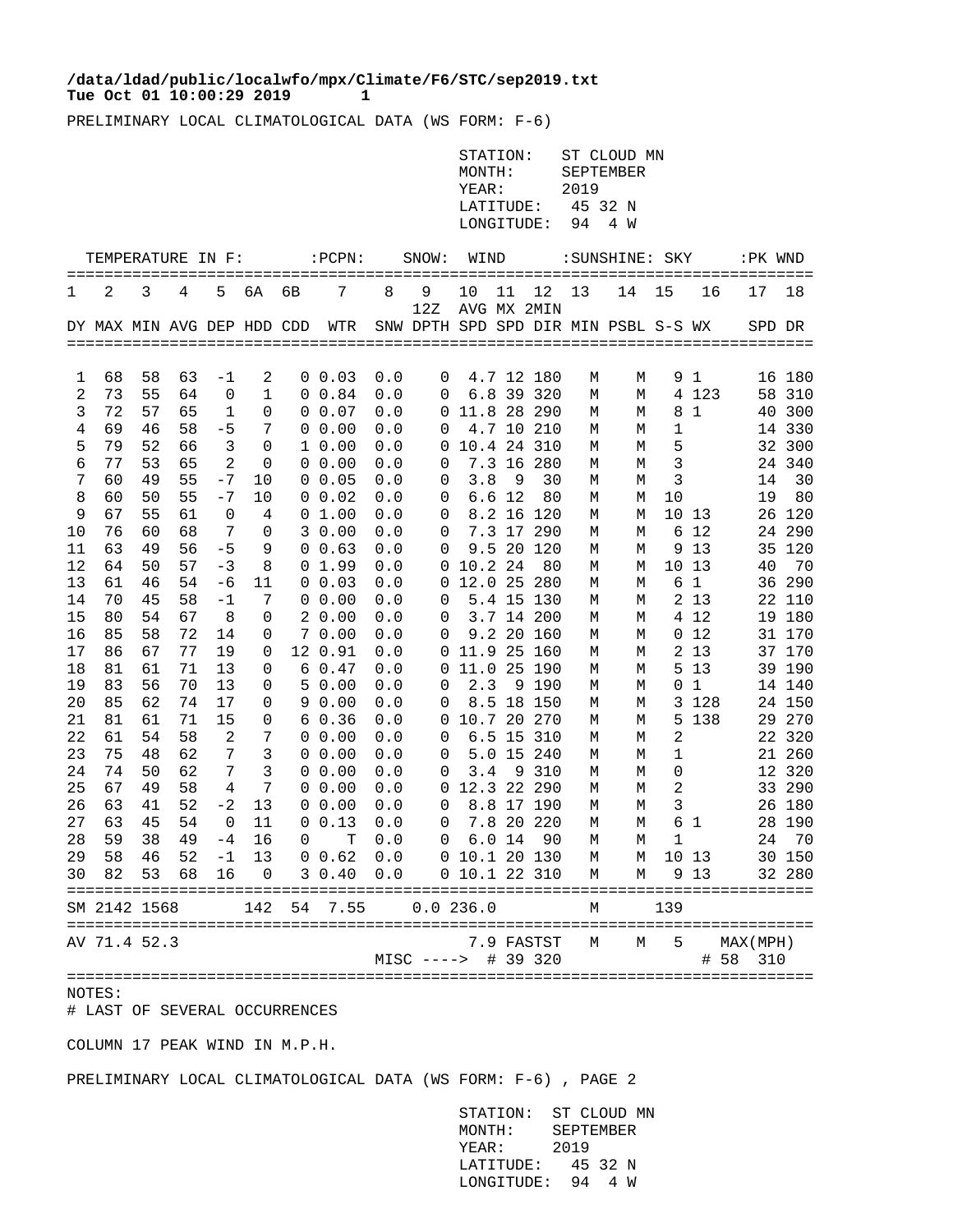/data/ldad/public/localwfo/mpx/Climate/F6/STC/sep2019.txt
Tue Oct 01 10:00:29 2019

PRELIMINARY LOCAL CLIMATOLOGICAL DATA (WS FORM: F-6)

STATION: ST CLOUD MN
MONTH: SEPTEMBER
YEAR: 2019
LATITUDE: 45 32 N
LONGITUDE: 94 4 W

| TEMPERATURE IN F: | | | | | | | :PCPN: | SNOW: | | WIND | | | :SUNSHINE: | | SKY | | :PK WND | |
|---|---|---|---|---|---|---|---|---|---|---|---|---|---|---|---|---|---|---|
| 1 | 2 | 3 | 4 | 5 | 6A | 6B | 7 | 8 | 9 | 10 | 11 | 12 | 13 | 14 | 15 | 16 | 17 | 18 |
| | | | | | | | | | 12Z | AVG | MX | 2MIN | | | | | | |
| DY | MAX | MIN | AVG | DEP | HDD | CDD | WTR | SNW | DPTH | SPD | SPD | DIR | MIN | PSBL | S-S | WX | SPD | DR |
| 1 | 68 | 58 | 63 | -1 | 2 | 0 | 0.03 | 0.0 | 0 | 4.7 | 12 | 180 | M | M | 9 | 1 | 16 | 180 |
| 2 | 73 | 55 | 64 | 0 | 1 | 0 | 0.84 | 0.0 | 0 | 6.8 | 39 | 320 | M | M | 4 | 123 | 58 | 310 |
| 3 | 72 | 57 | 65 | 1 | 0 | 0 | 0.07 | 0.0 | 0 | 11.8 | 28 | 290 | M | M | 8 | 1 | 40 | 300 |
| 4 | 69 | 46 | 58 | -5 | 7 | 0 | 0.00 | 0.0 | 0 | 4.7 | 10 | 210 | M | M | 1 | | 14 | 330 |
| 5 | 79 | 52 | 66 | 3 | 0 | 1 | 0.00 | 0.0 | 0 | 10.4 | 24 | 310 | M | M | 5 | | 32 | 300 |
| 6 | 77 | 53 | 65 | 2 | 0 | 0 | 0.00 | 0.0 | 0 | 7.3 | 16 | 280 | M | M | 3 | | 24 | 340 |
| 7 | 60 | 49 | 55 | -7 | 10 | 0 | 0.05 | 0.0 | 0 | 3.8 | 9 | 30 | M | M | 3 | | 14 | 30 |
| 8 | 60 | 50 | 55 | -7 | 10 | 0 | 0.02 | 0.0 | 0 | 6.6 | 12 | 80 | M | M | 10 | | 19 | 80 |
| 9 | 67 | 55 | 61 | 0 | 4 | 0 | 1.00 | 0.0 | 0 | 8.2 | 16 | 120 | M | M | 10 | 13 | 26 | 120 |
| 10 | 76 | 60 | 68 | 7 | 0 | 3 | 0.00 | 0.0 | 0 | 7.3 | 17 | 290 | M | M | 6 | 12 | 24 | 290 |
| 11 | 63 | 49 | 56 | -5 | 9 | 0 | 0.63 | 0.0 | 0 | 9.5 | 20 | 120 | M | M | 9 | 13 | 35 | 120 |
| 12 | 64 | 50 | 57 | -3 | 8 | 0 | 1.99 | 0.0 | 0 | 10.2 | 24 | 80 | M | M | 10 | 13 | 40 | 70 |
| 13 | 61 | 46 | 54 | -6 | 11 | 0 | 0.03 | 0.0 | 0 | 12.0 | 25 | 280 | M | M | 6 | 1 | 36 | 290 |
| 14 | 70 | 45 | 58 | -1 | 7 | 0 | 0.00 | 0.0 | 0 | 5.4 | 15 | 130 | M | M | 2 | 13 | 22 | 110 |
| 15 | 80 | 54 | 67 | 8 | 0 | 2 | 0.00 | 0.0 | 0 | 3.7 | 14 | 200 | M | M | 4 | 12 | 19 | 180 |
| 16 | 85 | 58 | 72 | 14 | 0 | 7 | 0.00 | 0.0 | 0 | 9.2 | 20 | 160 | M | M | 0 | 12 | 31 | 170 |
| 17 | 86 | 67 | 77 | 19 | 0 | 12 | 0.91 | 0.0 | 0 | 11.9 | 25 | 160 | M | M | 2 | 13 | 37 | 170 |
| 18 | 81 | 61 | 71 | 13 | 0 | 6 | 0.47 | 0.0 | 0 | 11.0 | 25 | 190 | M | M | 5 | 13 | 39 | 190 |
| 19 | 83 | 56 | 70 | 13 | 0 | 5 | 0.00 | 0.0 | 0 | 2.3 | 9 | 190 | M | M | 0 | 1 | 14 | 140 |
| 20 | 85 | 62 | 74 | 17 | 0 | 9 | 0.00 | 0.0 | 0 | 8.5 | 18 | 150 | M | M | 3 | 128 | 24 | 150 |
| 21 | 81 | 61 | 71 | 15 | 0 | 6 | 0.36 | 0.0 | 0 | 10.7 | 20 | 270 | M | M | 5 | 138 | 29 | 270 |
| 22 | 61 | 54 | 58 | 2 | 7 | 0 | 0.00 | 0.0 | 0 | 6.5 | 15 | 310 | M | M | 2 | | 22 | 320 |
| 23 | 75 | 48 | 62 | 7 | 3 | 0 | 0.00 | 0.0 | 0 | 5.0 | 15 | 240 | M | M | 1 | | 21 | 260 |
| 24 | 74 | 50 | 62 | 7 | 3 | 0 | 0.00 | 0.0 | 0 | 3.4 | 9 | 310 | M | M | 0 | | 12 | 320 |
| 25 | 67 | 49 | 58 | 4 | 7 | 0 | 0.00 | 0.0 | 0 | 12.3 | 22 | 290 | M | M | 2 | | 33 | 290 |
| 26 | 63 | 41 | 52 | -2 | 13 | 0 | 0.00 | 0.0 | 0 | 8.8 | 17 | 190 | M | M | 3 | | 26 | 180 |
| 27 | 63 | 45 | 54 | 0 | 11 | 0 | 0.13 | 0.0 | 0 | 7.8 | 20 | 220 | M | M | 6 | 1 | 28 | 190 |
| 28 | 59 | 38 | 49 | -4 | 16 | 0 | T | 0.0 | 0 | 6.0 | 14 | 90 | M | M | 1 | | 24 | 70 |
| 29 | 58 | 46 | 52 | -1 | 13 | 0 | 0.62 | 0.0 | 0 | 10.1 | 20 | 130 | M | M | 10 | 13 | 30 | 150 |
| 30 | 82 | 53 | 68 | 16 | 0 | 3 | 0.40 | 0.0 | 0 | 10.1 | 22 | 310 | M | M | 9 | 13 | 32 | 280 |
| SM | 2142 | 1568 | | | 142 | 54 | 7.55 | 0.0 | 236.0 | | | | M | | 139 | | | |
| AV | 71.4 | 52.3 | | | | | | | | 7.9 | FASTST | | M | M | 5 | | MAX(MPH) | |
| | | | | | | | | MISC ----> | | | # 39 | 320 | | | | | # 58 | 310 |

NOTES:
# LAST OF SEVERAL OCCURRENCES

COLUMN 17 PEAK WIND IN M.P.H.

PRELIMINARY LOCAL CLIMATOLOGICAL DATA (WS FORM: F-6) , PAGE 2

STATION: ST CLOUD MN
MONTH: SEPTEMBER
YEAR: 2019
LATITUDE: 45 32 N
LONGITUDE: 94 4 W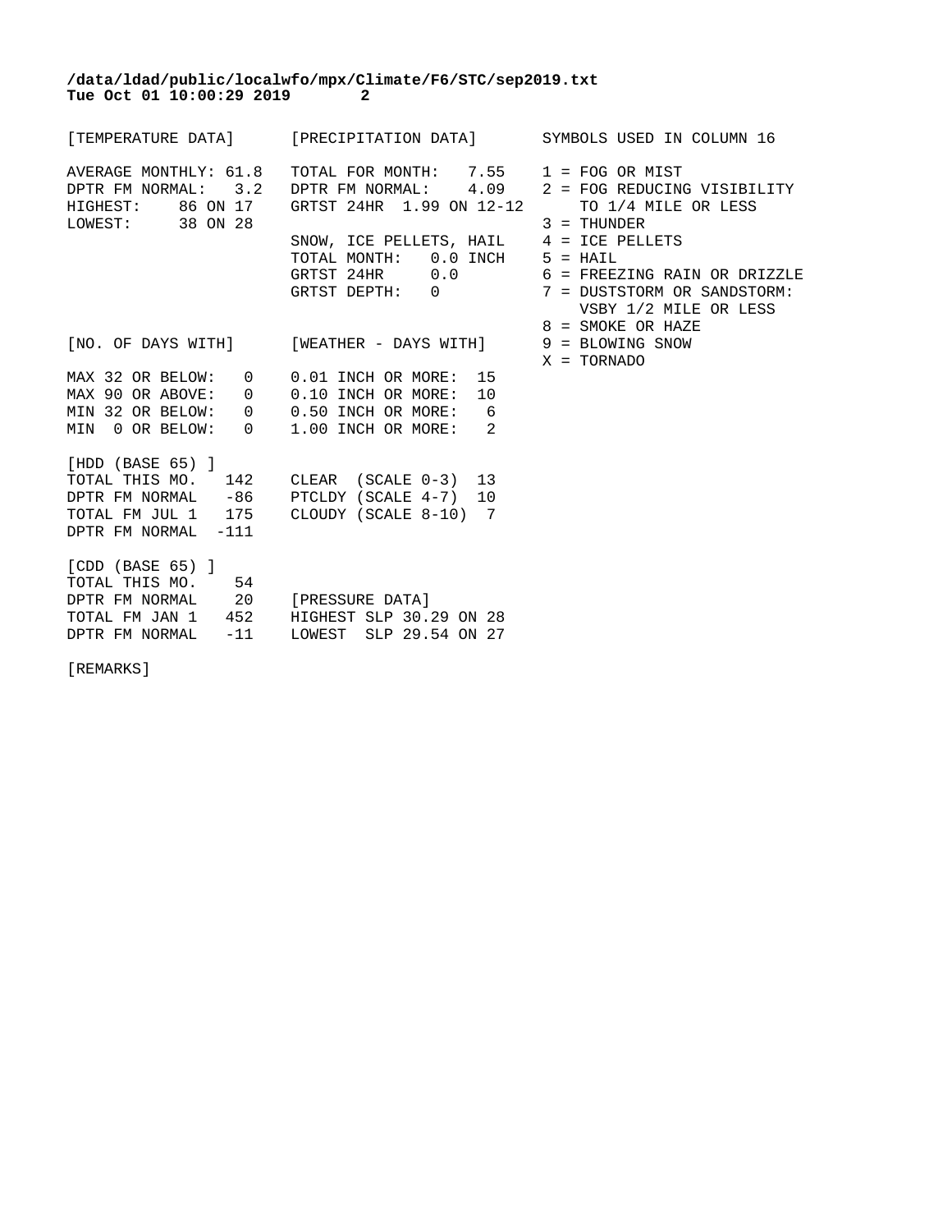**/data/ldad/public/localwfo/mpx/Climate/F6/STC/sep2019.txt**
**Tue Oct 01 10:00:29 2019 2**

```
[TEMPERATURE DATA]      [PRECIPITATION DATA]       SYMBOLS USED IN COLUMN 16

AVERAGE MONTHLY: 61.8   TOTAL FOR MONTH:   7.55    1 = FOG OR MIST
DPTR FM NORMAL:   3.2   DPTR FM NORMAL:    4.09    2 = FOG REDUCING VISIBILITY
HIGHEST:    86 ON 17    GRTST 24HR  1.99 ON 12-12      TO 1/4 MILE OR LESS
LOWEST:     38 ON 28                               3 = THUNDER
                        SNOW, ICE PELLETS, HAIL    4 = ICE PELLETS
                        TOTAL MONTH:   0.0 INCH    5 = HAIL
                        GRTST 24HR     0.0         6 = FREEZING RAIN OR DRIZZLE
                        GRTST DEPTH:   0           7 = DUSTSTORM OR SANDSTORM:
                                                       VSBY 1/2 MILE OR LESS
                                                   8 = SMOKE OR HAZE
[NO. OF DAYS WITH]      [WEATHER - DAYS WITH]      9 = BLOWING SNOW
                                                   X = TORNADO
MAX 32 OR BELOW:   0    0.01 INCH OR MORE:  15
MAX 90 OR ABOVE:   0    0.10 INCH OR MORE:  10
MIN 32 OR BELOW:   0    0.50 INCH OR MORE:   6
MIN  0 OR BELOW:   0    1.00 INCH OR MORE:   2

[HDD (BASE 65) ]
TOTAL THIS MO.   142    CLEAR  (SCALE 0-3)  13
DPTR FM NORMAL   -86    PTCLDY (SCALE 4-7)  10
TOTAL FM JUL 1   175    CLOUDY (SCALE 8-10)  7
DPTR FM NORMAL  -111

[CDD (BASE 65) ]
TOTAL THIS MO.    54
DPTR FM NORMAL    20    [PRESSURE DATA]
TOTAL FM JAN 1   452    HIGHEST SLP 30.29 ON 28
DPTR FM NORMAL   -11    LOWEST  SLP 29.54 ON 27

[REMARKS]
```